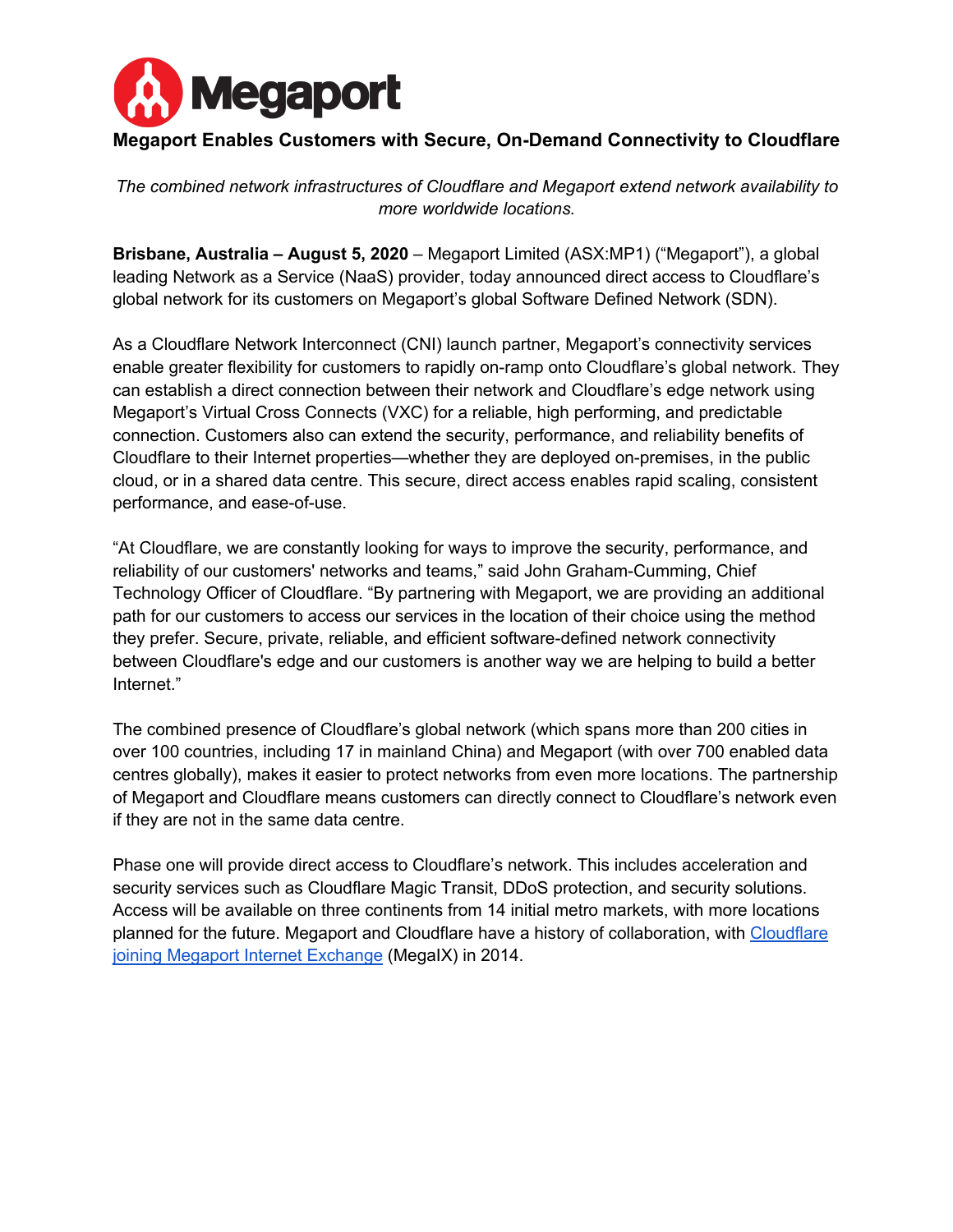# Megaport Enables Customers with Secure, On-Demand Connectivity to Cloudflare

*The combined network infrastructures of Cloudflare and Megaport extend network availability to more worldwide locations.*

**Brisbane, Australia – August 5, 2020** – Megaport Limited (ASX:MP1) ("Megaport"), a global leading Network as a Service (NaaS) provider, today announced direct access to Cloudflare's global network for its customers on Megaport's global Software Defined Network (SDN).

As a Cloudflare Network Interconnect (CNI) launch partner, Megaport's connectivity services enable greater flexibility for customers to rapidly on-ramp onto Cloudflare's global network. They can establish a direct connection between their network and Cloudflare's edge network using Megaport's Virtual Cross Connects (VXC) for a reliable, high performing, and predictable connection. Customers also can extend the security, performance, and reliability benefits of Cloudflare to their Internet properties—whether they are deployed on-premises, in the public cloud, or in a shared data centre. This secure, direct access enables rapid scaling, consistent performance, and ease-of-use.

"At Cloudflare, we are constantly looking for ways to improve the security, performance, and reliability of our customers' networks and teams," said John Graham-Cumming, Chief Technology Officer of Cloudflare. "By partnering with Megaport, we are providing an additional path for our customers to access our services in the location of their choice using the method they prefer. Secure, private, reliable, and efficient software-defined network connectivity between Cloudflare's edge and our customers is another way we are helping to build a better Internet."

The combined presence of Cloudflare's global network (which spans more than 200 cities in over 100 countries, including 17 in mainland China) and Megaport (with over 700 enabled data centres globally), makes it easier to protect networks from even more locations. The partnership of Megaport and Cloudflare means customers can directly connect to Cloudflare's network even if they are not in the same data centre.

Phase one will provide direct access to Cloudflare's network. This includes acceleration and security services such as Cloudflare Magic Transit, DDoS protection, and security solutions. Access will be available on three continents from 14 initial metro markets, with more locations planned for the future. Megaport and Cloudflare have a history of collaboration, with Cloudflare joining Megaport Internet Exchange (MegaIX) in 2014.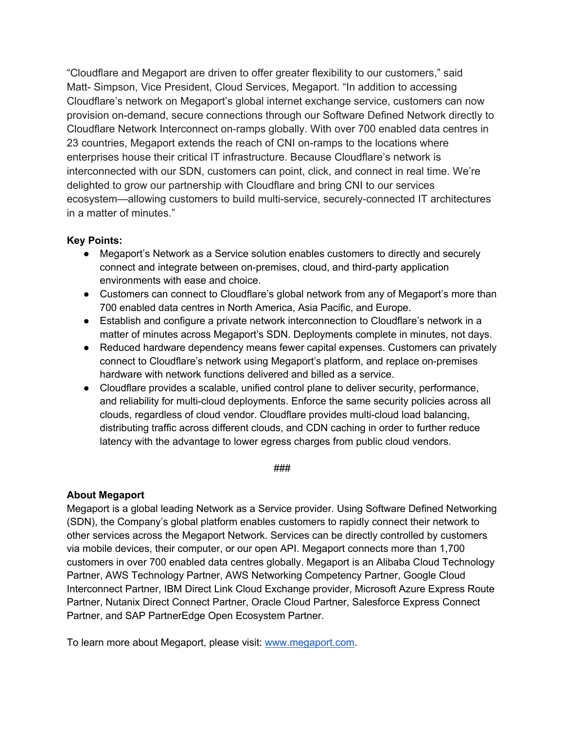"Cloudflare and Megaport are driven to offer greater flexibility to our customers," said Matt- Simpson, Vice President, Cloud Services, Megaport. "In addition to accessing Cloudflare's network on Megaport's global internet exchange service, customers can now provision on-demand, secure connections through our Software Defined Network directly to Cloudflare Network Interconnect on-ramps globally. With over 700 enabled data centres in 23 countries, Megaport extends the reach of CNI on-ramps to the locations where enterprises house their critical IT infrastructure. Because Cloudflare's network is interconnected with our SDN, customers can point, click, and connect in real time. We're delighted to grow our partnership with Cloudflare and bring CNI to our services ecosystem—allowing customers to build multi-service, securely-connected IT architectures in a matter of minutes."

**Key Points:**

- Megaport's Network as a Service solution enables customers to directly and securely connect and integrate between on-premises, cloud, and third-party application environments with ease and choice.
- Customers can connect to Cloudflare's global network from any of Megaport's more than 700 enabled data centres in North America, Asia Pacific, and Europe.
- Establish and configure a private network interconnection to Cloudflare's network in a matter of minutes across Megaport's SDN. Deployments complete in minutes, not days.
- Reduced hardware dependency means fewer capital expenses. Customers can privately connect to Cloudflare's network using Megaport's platform, and replace on-premises hardware with network functions delivered and billed as a service.
- Cloudflare provides a scalable, unified control plane to deliver security, performance, and reliability for multi-cloud deployments. Enforce the same security policies across all clouds, regardless of cloud vendor. Cloudflare provides multi-cloud load balancing, distributing traffic across different clouds, and CDN caching in order to further reduce latency with the advantage to lower egress charges from public cloud vendors.

###

**About Megaport**

Megaport is a global leading Network as a Service provider. Using Software Defined Networking (SDN), the Company's global platform enables customers to rapidly connect their network to other services across the Megaport Network. Services can be directly controlled by customers via mobile devices, their computer, or our open API. Megaport connects more than 1,700 customers in over 700 enabled data centres globally. Megaport is an Alibaba Cloud Technology Partner, AWS Technology Partner, AWS Networking Competency Partner, Google Cloud Interconnect Partner, IBM Direct Link Cloud Exchange provider, Microsoft Azure Express Route Partner, Nutanix Direct Connect Partner, Oracle Cloud Partner, Salesforce Express Connect Partner, and SAP PartnerEdge Open Ecosystem Partner.

To learn more about Megaport, please visit: [www.megaport.com](www.megaport.com).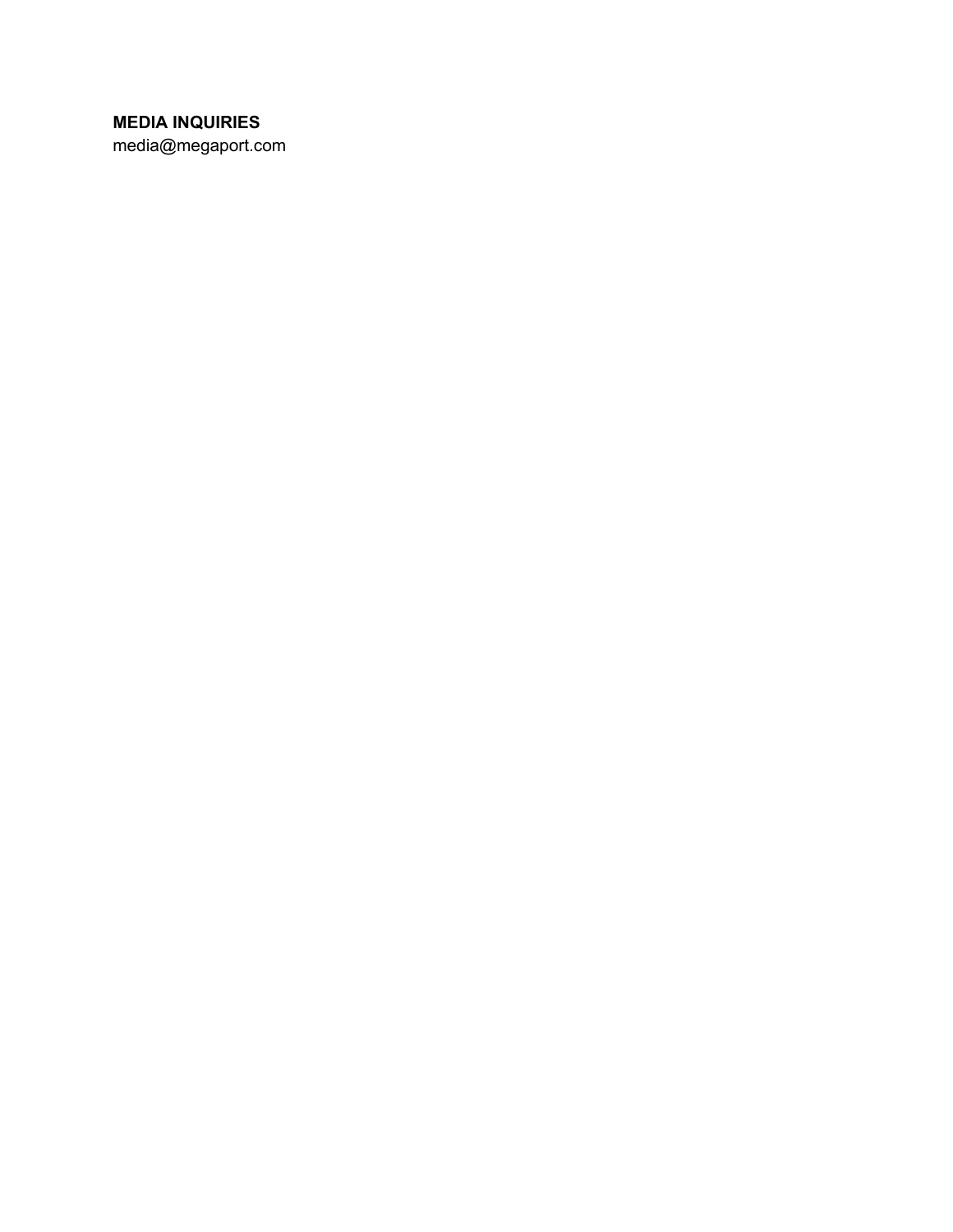**MEDIA INQUIRIES**
media@megaport.com